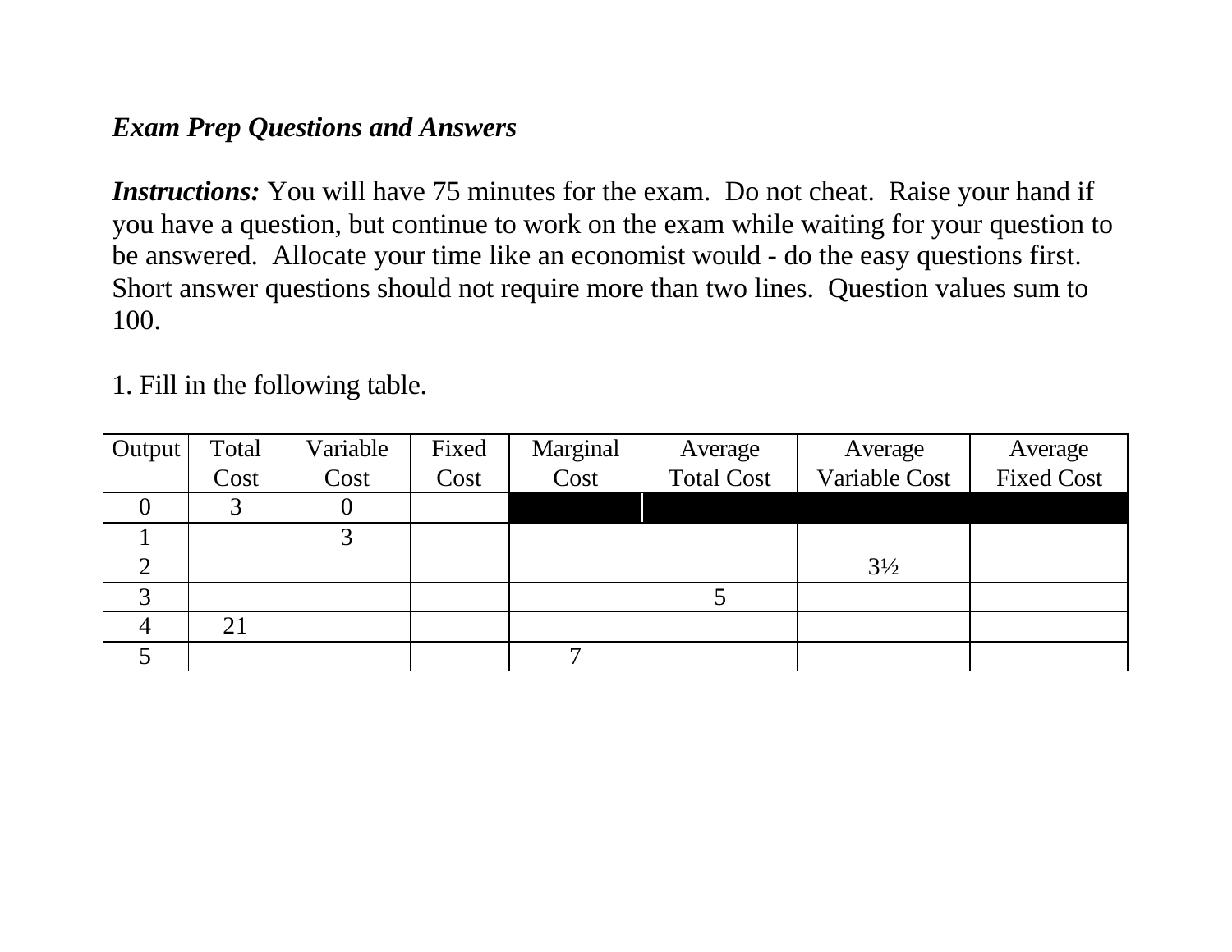***Exam Prep Questions and Answers***

***Instructions:*** You will have 75 minutes for the exam. Do not cheat. Raise your hand if you have a question, but continue to work on the exam while waiting for your question to be answered. Allocate your time like an economist would - do the easy questions first. Short answer questions should not require more than two lines. Question values sum to 100.

1. Fill in the following table.

| Output | Total Cost | Variable Cost | Fixed Cost | Marginal Cost | Average Total Cost | Average Variable Cost | Average Fixed Cost |
|---|---|---|---|---|---|---|---|
| 0 | 3 | 0 | | | | | |
| 1 | | 3 | | | | | |
| 2 | | | | | | 3½ | |
| 3 | | | | | 5 | | |
| 4 | 21 | | | | | | |
| 5 | | | | 7 | | | |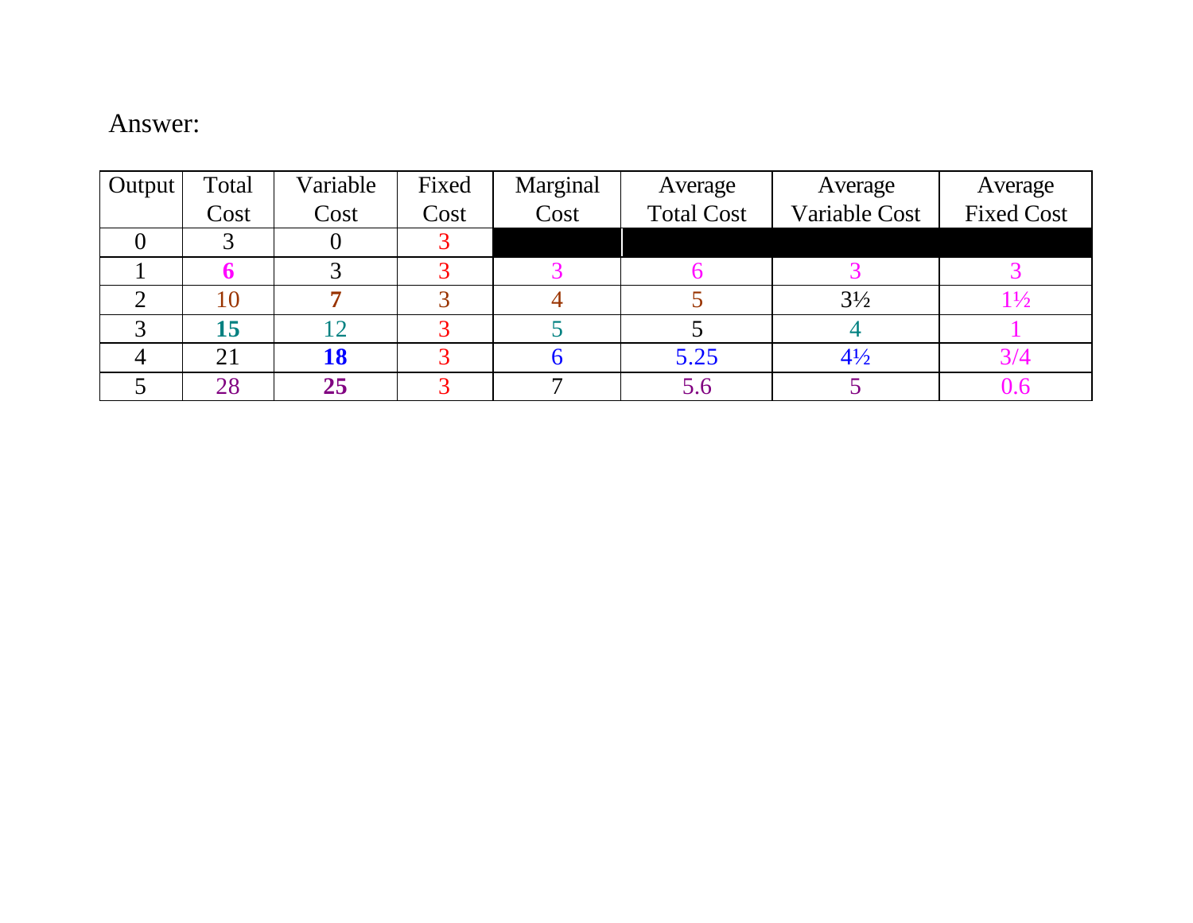Answer:

| Output | Total Cost | Variable Cost | Fixed Cost | Marginal Cost | Average Total Cost | Average Variable Cost | Average Fixed Cost |
|---|---|---|---|---|---|---|---|
| 0 | 3 | 0 | 3 | | | | |
| 1 | **6** | 3 | 3 | 3 | 6 | 3 | 3 |
| 2 | 10 | **7** | 3 | 4 | 5 | 3½ | 1½ |
| 3 | **15** | 12 | 3 | 5 | 5 | 4 | 1 |
| 4 | 21 | **18** | 3 | 6 | 5.25 | 4½ | 3/4 |
| 5 | 28 | **25** | 3 | 7 | 5.6 | 5 | 0.6 |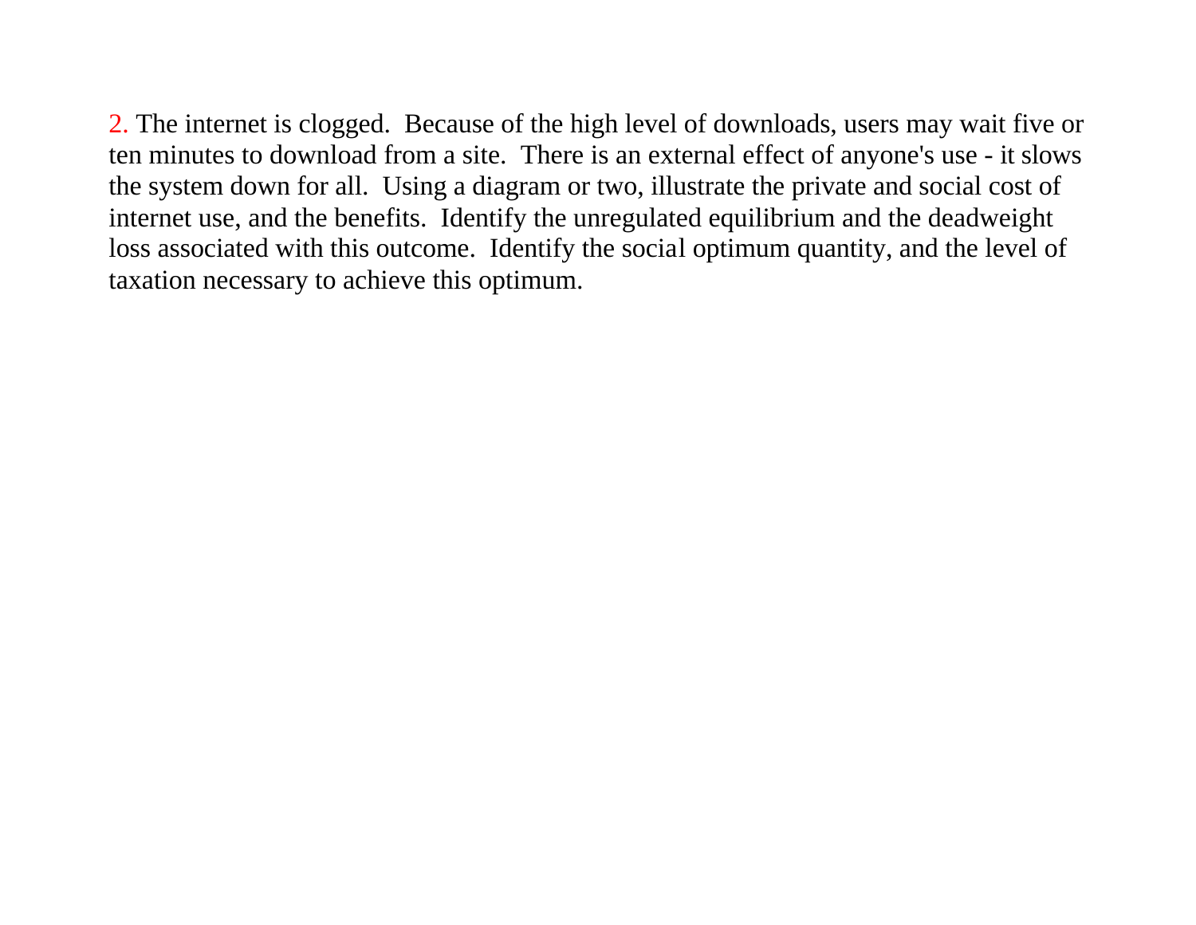2. The internet is clogged. Because of the high level of downloads, users may wait five or ten minutes to download from a site. There is an external effect of anyone's use - it slows the system down for all. Using a diagram or two, illustrate the private and social cost of internet use, and the benefits. Identify the unregulated equilibrium and the deadweight loss associated with this outcome. Identify the social optimum quantity, and the level of taxation necessary to achieve this optimum.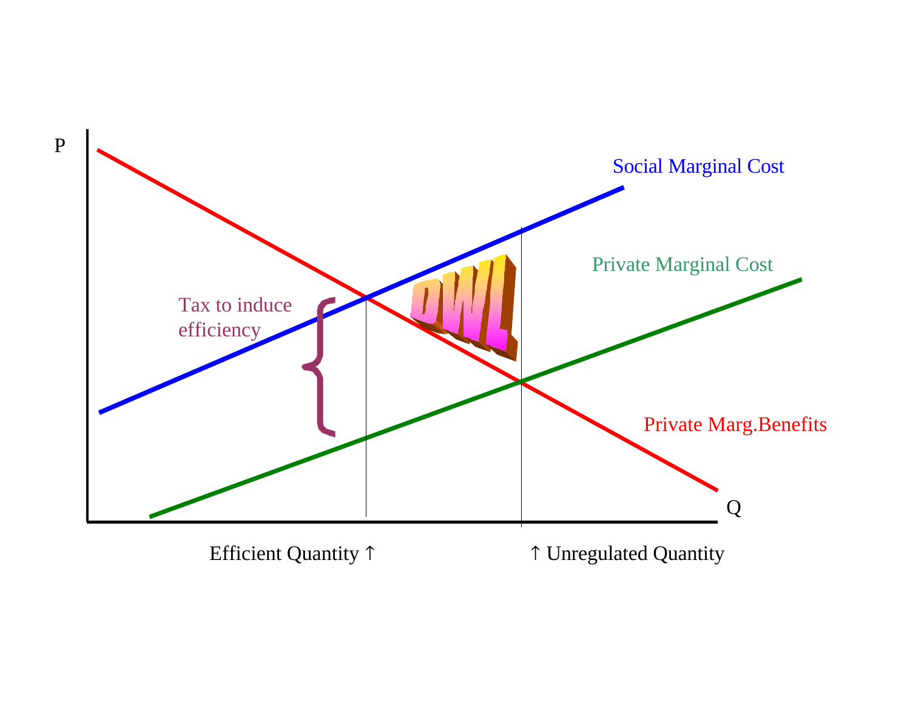P

Social Marginal Cost

Private Marginal Cost

Tax to induce efficiency

DWL

Private Marg.Benefits

Q

Efficient Quantity ↑

↑ Unregulated Quantity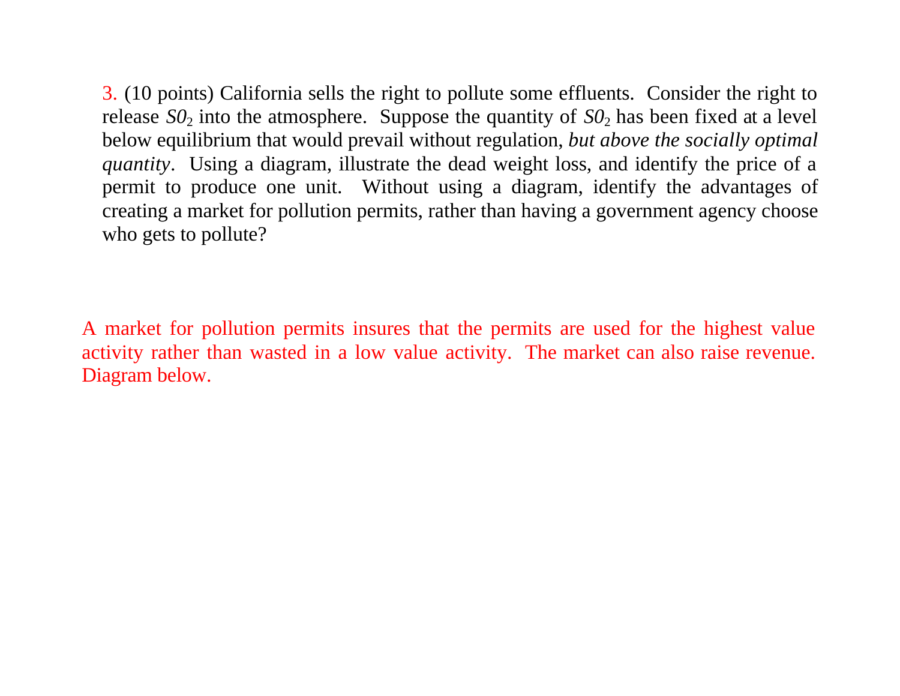3. (10 points) California sells the right to pollute some effluents. Consider the right to release $SO_2$ into the atmosphere. Suppose the quantity of $SO_2$ has been fixed at a level below equilibrium that would prevail without regulation, *but above the socially optimal quantity*. Using a diagram, illustrate the dead weight loss, and identify the price of a permit to produce one unit. Without using a diagram, identify the advantages of creating a market for pollution permits, rather than having a government agency choose who gets to pollute?

A market for pollution permits insures that the permits are used for the highest value activity rather than wasted in a low value activity. The market can also raise revenue. Diagram below.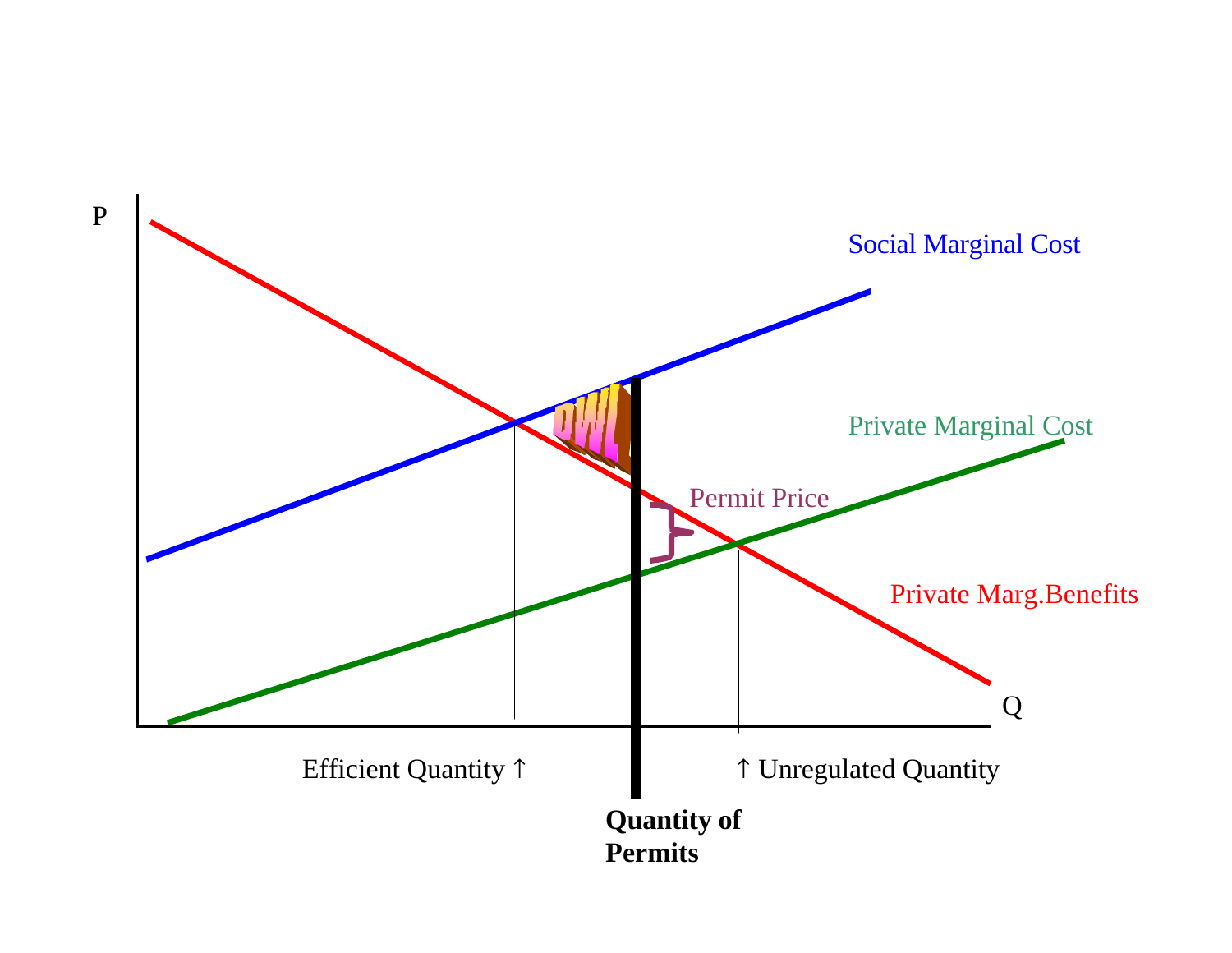P

Social Marginal Cost

Private Marginal Cost

DWL

Permit Price

Private Marg.Benefits

Q

Efficient Quantity ↑

↑ Unregulated Quantity

**Quantity of Permits**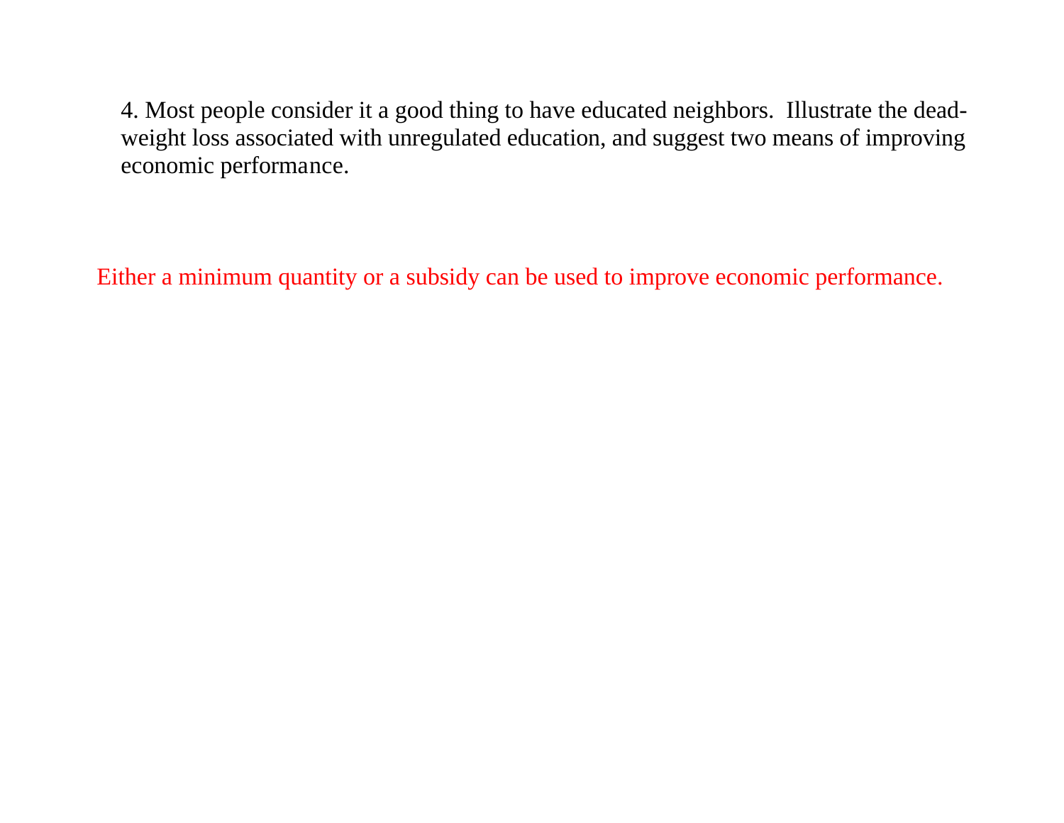4. Most people consider it a good thing to have educated neighbors. Illustrate the dead-weight loss associated with unregulated education, and suggest two means of improving economic performance.

Either a minimum quantity or a subsidy can be used to improve economic performance.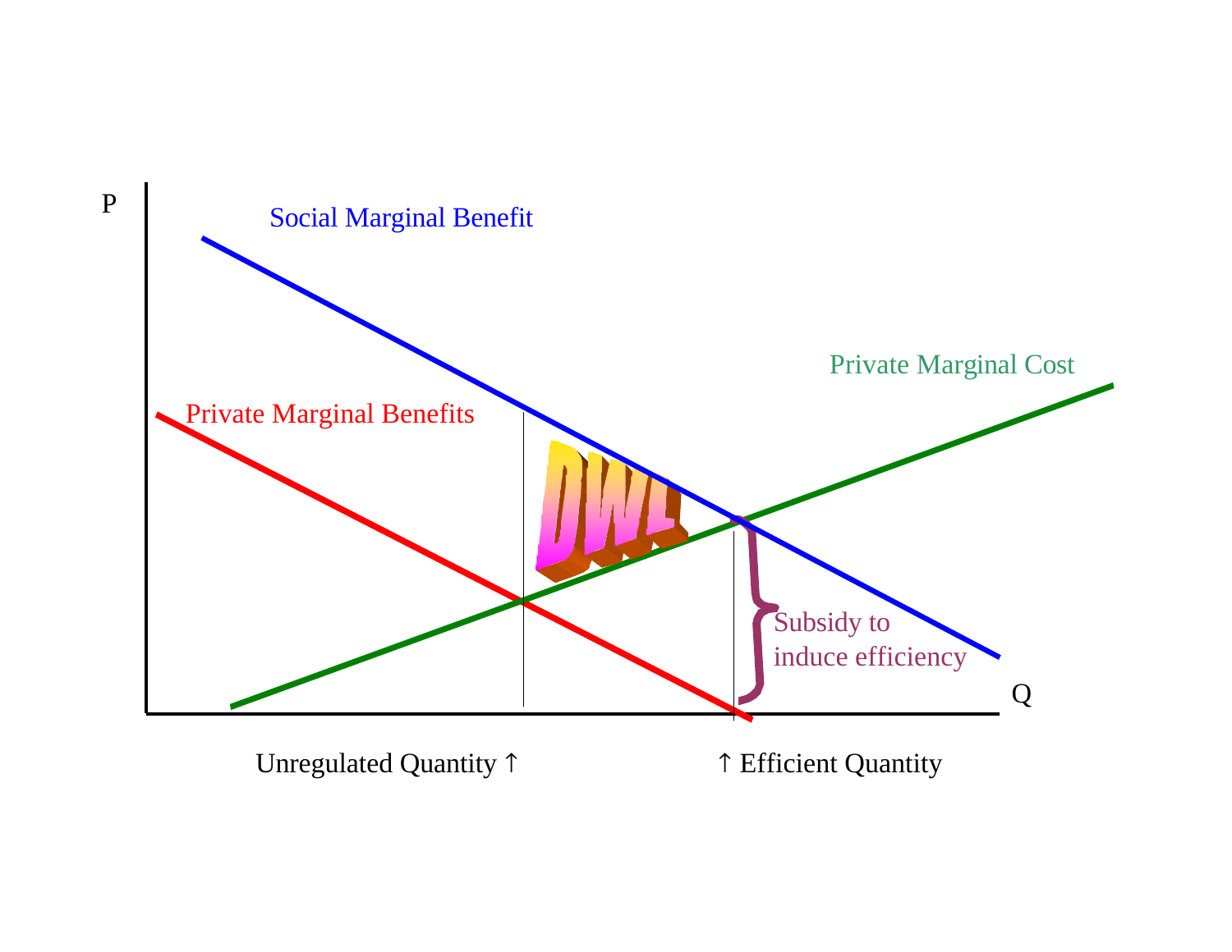P

Social Marginal Benefit

Private Marginal Cost

Private Marginal Benefits

DWL

Subsidy to induce efficiency

Q

Unregulated Quantity ↑

↑ Efficient Quantity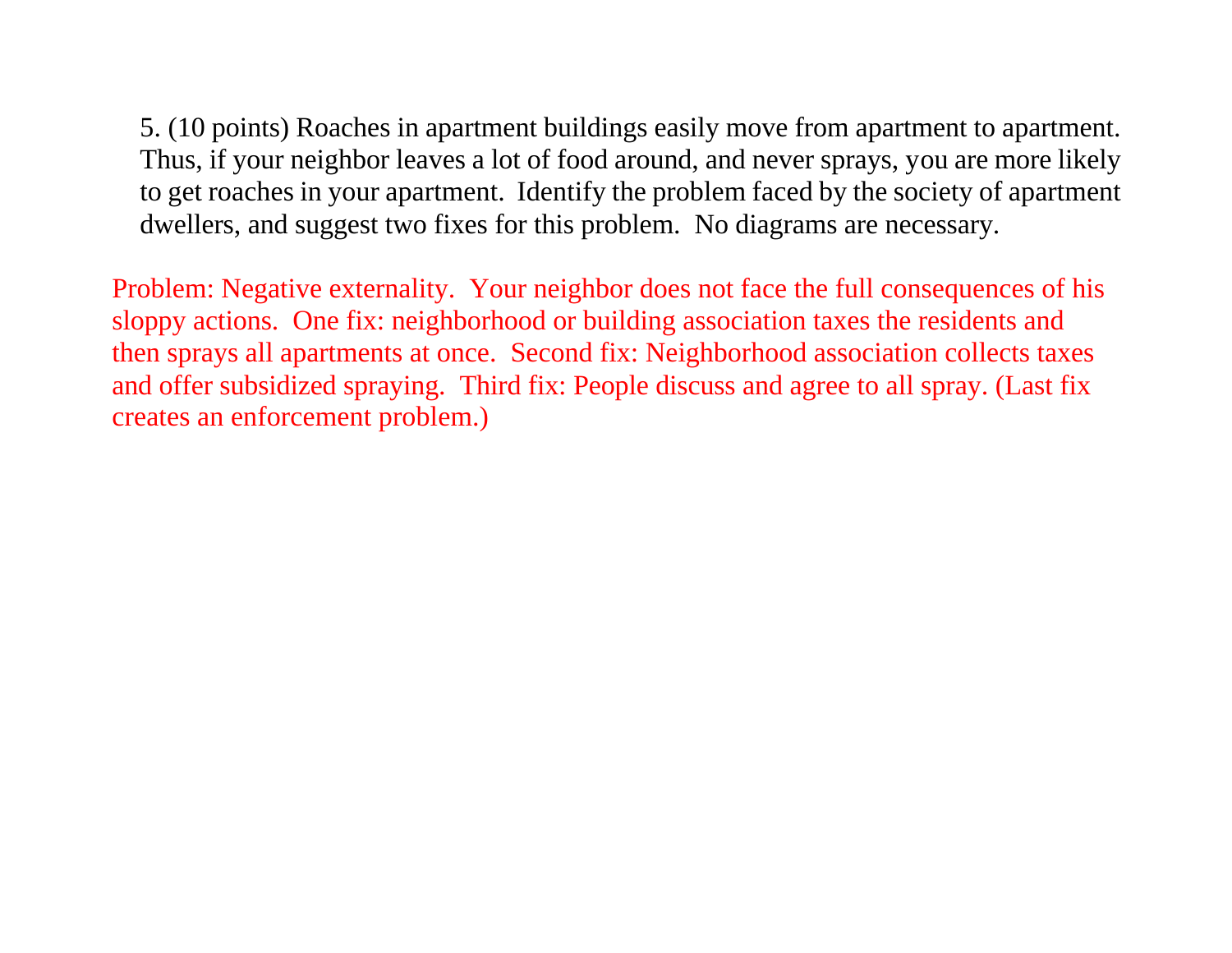5. (10 points) Roaches in apartment buildings easily move from apartment to apartment. Thus, if your neighbor leaves a lot of food around, and never sprays, you are more likely to get roaches in your apartment. Identify the problem faced by the society of apartment dwellers, and suggest two fixes for this problem. No diagrams are necessary.

Problem: Negative externality. Your neighbor does not face the full consequences of his sloppy actions. One fix: neighborhood or building association taxes the residents and then sprays all apartments at once. Second fix: Neighborhood association collects taxes and offer subsidized spraying. Third fix: People discuss and agree to all spray. (Last fix creates an enforcement problem.)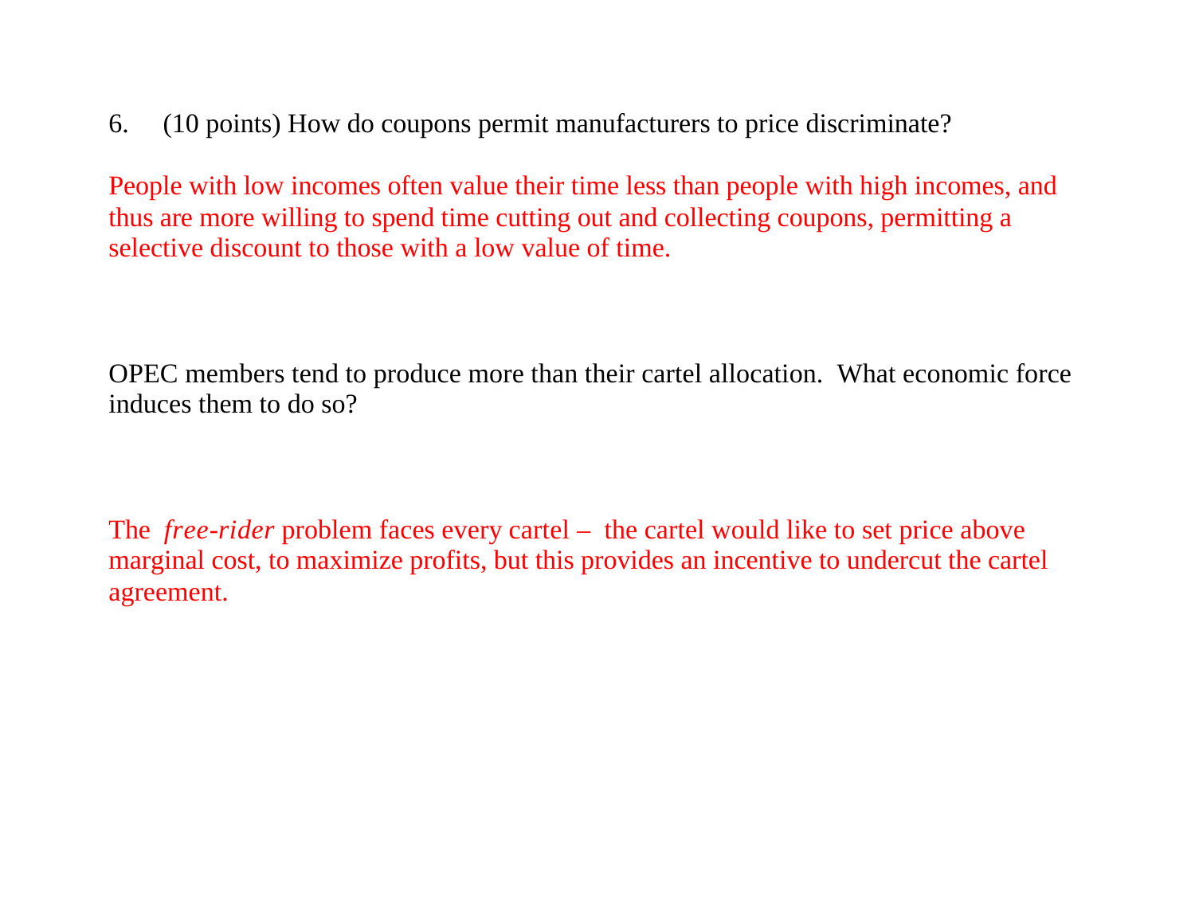6. (10 points) How do coupons permit manufacturers to price discriminate?

People with low incomes often value their time less than people with high incomes, and thus are more willing to spend time cutting out and collecting coupons, permitting a selective discount to those with a low value of time.

OPEC members tend to produce more than their cartel allocation. What economic force induces them to do so?

The *free-rider* problem faces every cartel – the cartel would like to set price above marginal cost, to maximize profits, but this provides an incentive to undercut the cartel agreement.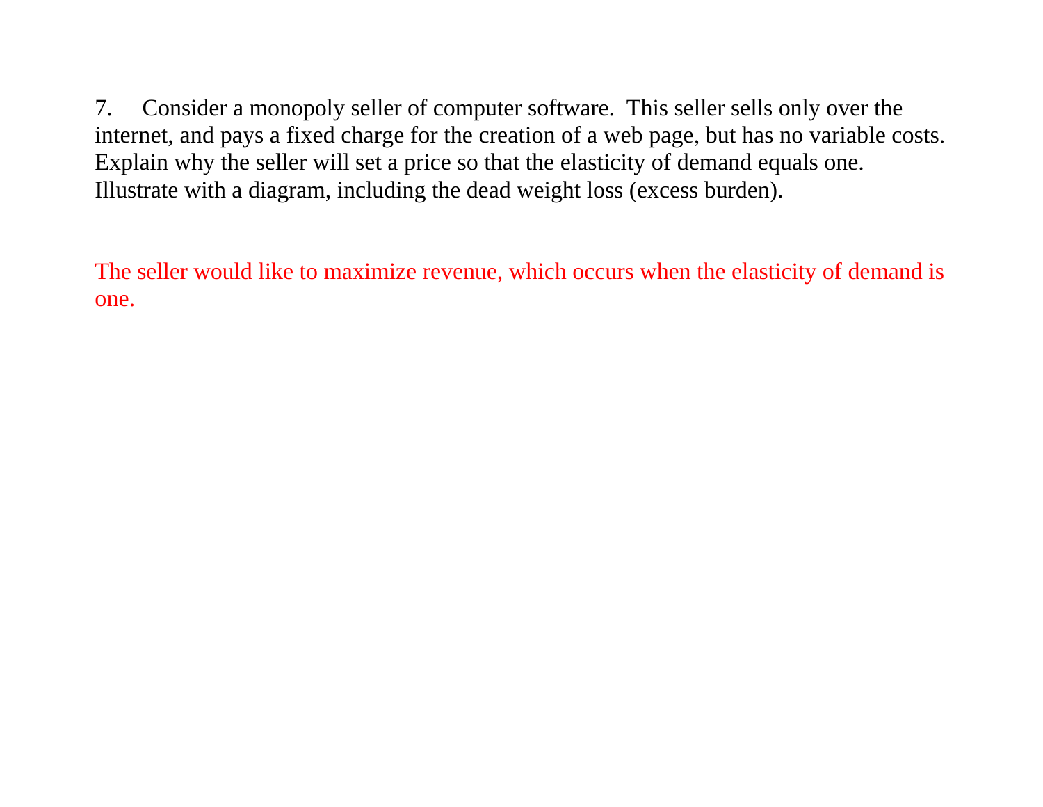7. Consider a monopoly seller of computer software. This seller sells only over the internet, and pays a fixed charge for the creation of a web page, but has no variable costs. Explain why the seller will set a price so that the elasticity of demand equals one. Illustrate with a diagram, including the dead weight loss (excess burden).

The seller would like to maximize revenue, which occurs when the elasticity of demand is one.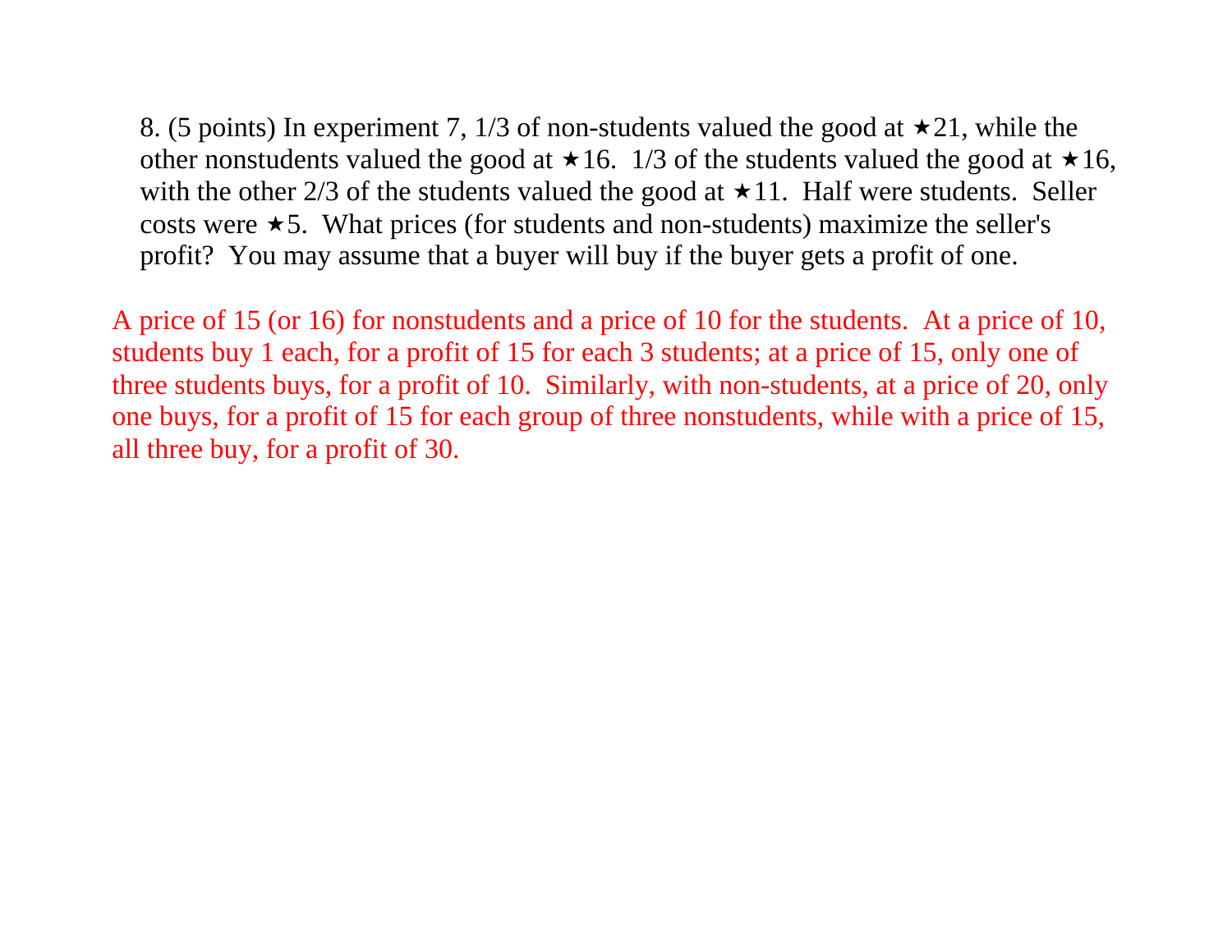8. (5 points) In experiment 7, 1/3 of non-students valued the good at ★21, while the other nonstudents valued the good at ★16. 1/3 of the students valued the good at ★16, with the other 2/3 of the students valued the good at ★11. Half were students. Seller costs were ★5. What prices (for students and non-students) maximize the seller's profit? You may assume that a buyer will buy if the buyer gets a profit of one.

A price of 15 (or 16) for nonstudents and a price of 10 for the students. At a price of 10, students buy 1 each, for a profit of 15 for each 3 students; at a price of 15, only one of three students buys, for a profit of 10. Similarly, with non-students, at a price of 20, only one buys, for a profit of 15 for each group of three nonstudents, while with a price of 15, all three buy, for a profit of 30.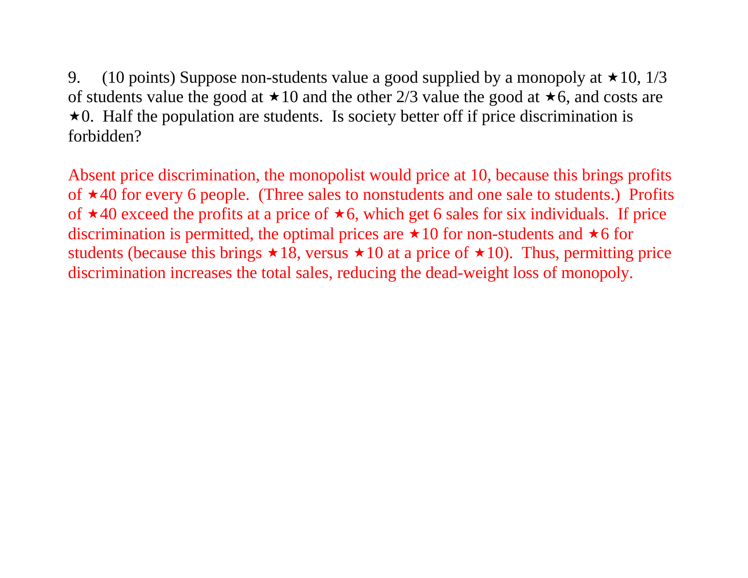9. (10 points) Suppose non-students value a good supplied by a monopoly at ★10, 1/3 of students value the good at ★10 and the other 2/3 value the good at ★6, and costs are ★0. Half the population are students. Is society better off if price discrimination is forbidden?

Absent price discrimination, the monopolist would price at 10, because this brings profits of ★40 for every 6 people. (Three sales to nonstudents and one sale to students.) Profits of ★40 exceed the profits at a price of ★6, which get 6 sales for six individuals. If price discrimination is permitted, the optimal prices are ★10 for non-students and ★6 for students (because this brings ★18, versus ★10 at a price of ★10). Thus, permitting price discrimination increases the total sales, reducing the dead-weight loss of monopoly.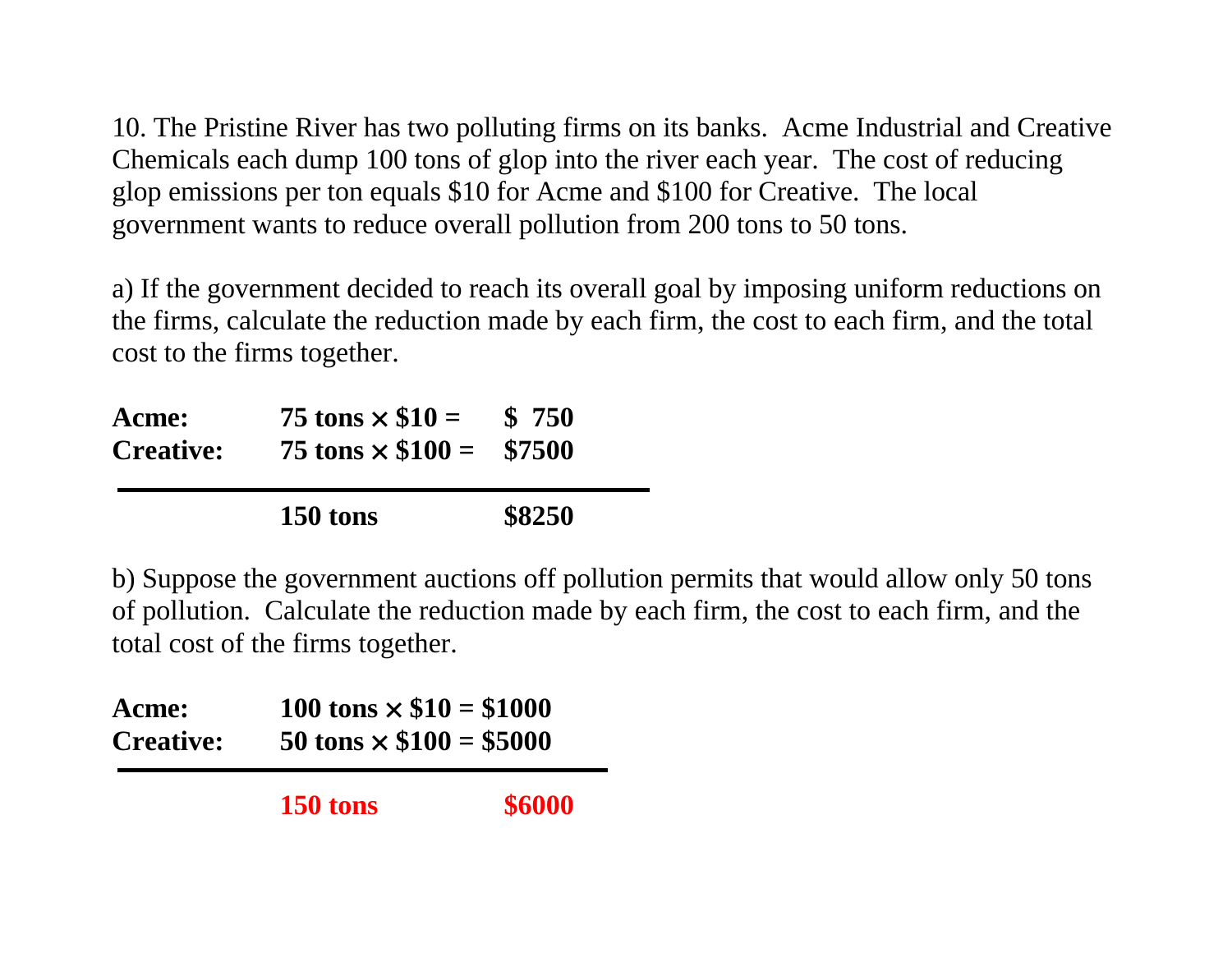10. The Pristine River has two polluting firms on its banks. Acme Industrial and Creative Chemicals each dump 100 tons of glop into the river each year. The cost of reducing glop emissions per ton equals $10 for Acme and $100 for Creative. The local government wants to reduce overall pollution from 200 tons to 50 tons.

a) If the government decided to reach its overall goal by imposing uniform reductions on the firms, calculate the reduction made by each firm, the cost to each firm, and the total cost to the firms together.

| | | |
|---|---|---|
| **Acme:** | **75 tons × $10 =** | **$ 750** |
| **Creative:** | **75 tons × $100 =** | **$7500** |
| | **150 tons** | **$8250** |

b) Suppose the government auctions off pollution permits that would allow only 50 tons of pollution. Calculate the reduction made by each firm, the cost to each firm, and the total cost of the firms together.

| | | |
|---|---|---|
| **Acme:** | **100 tons × $10 =** | **$1000** |
| **Creative:** | **50 tons × $100 =** | **$5000** |
| | **150 tons** | **$6000** |